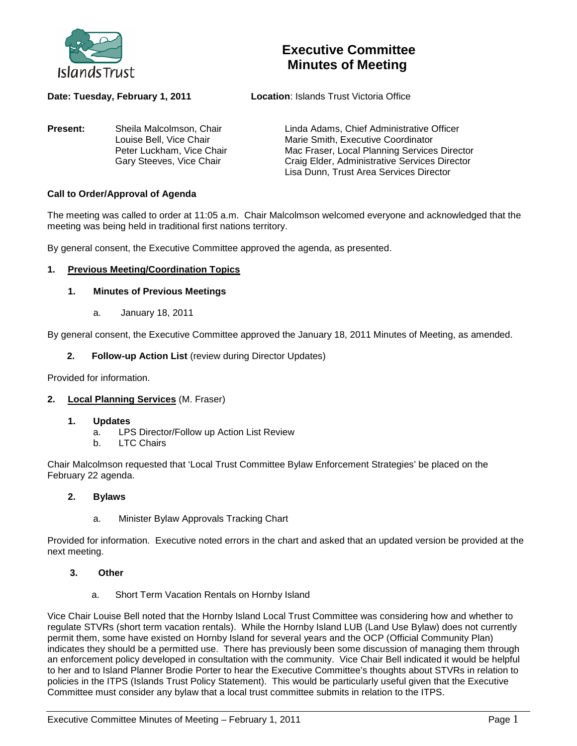# Executive Committee Minutes of Meeting

**Date: Tuesday, February 1, 2011** **Location**: Islands Trust Victoria Office

**Present:**

Sheila Malcolmson, Chair
Louise Bell, Vice Chair
Peter Luckham, Vice Chair
Gary Steeves, Vice Chair

Linda Adams, Chief Administrative Officer
Marie Smith, Executive Coordinator
Mac Fraser, Local Planning Services Director
Craig Elder, Administrative Services Director
Lisa Dunn, Trust Area Services Director

**Call to Order/Approval of Agenda**

The meeting was called to order at 11:05 a.m. Chair Malcolmson welcomed everyone and acknowledged that the meeting was being held in traditional first nations territory.

By general consent, the Executive Committee approved the agenda, as presented.

**1. <u>Previous Meeting/Coordination Topics</u>**

**1. Minutes of Previous Meetings**

a. January 18, 2011

By general consent, the Executive Committee approved the January 18, 2011 Minutes of Meeting, as amended.

**2. Follow-up Action List** (review during Director Updates)

Provided for information.

**2. <u>Local Planning Services</u>** (M. Fraser)

**1. Updates**

a. LPS Director/Follow up Action List Review
b. LTC Chairs

Chair Malcolmson requested that 'Local Trust Committee Bylaw Enforcement Strategies' be placed on the February 22 agenda.

**2. Bylaws**

a. Minister Bylaw Approvals Tracking Chart

Provided for information. Executive noted errors in the chart and asked that an updated version be provided at the next meeting.

**3. Other**

a. Short Term Vacation Rentals on Hornby Island

Vice Chair Louise Bell noted that the Hornby Island Local Trust Committee was considering how and whether to regulate STVRs (short term vacation rentals). While the Hornby Island LUB (Land Use Bylaw) does not currently permit them, some have existed on Hornby Island for several years and the OCP (Official Community Plan) indicates they should be a permitted use. There has previously been some discussion of managing them through an enforcement policy developed in consultation with the community. Vice Chair Bell indicated it would be helpful to her and to Island Planner Brodie Porter to hear the Executive Committee's thoughts about STVRs in relation to policies in the ITPS (Islands Trust Policy Statement). This would be particularly useful given that the Executive Committee must consider any bylaw that a local trust committee submits in relation to the ITPS.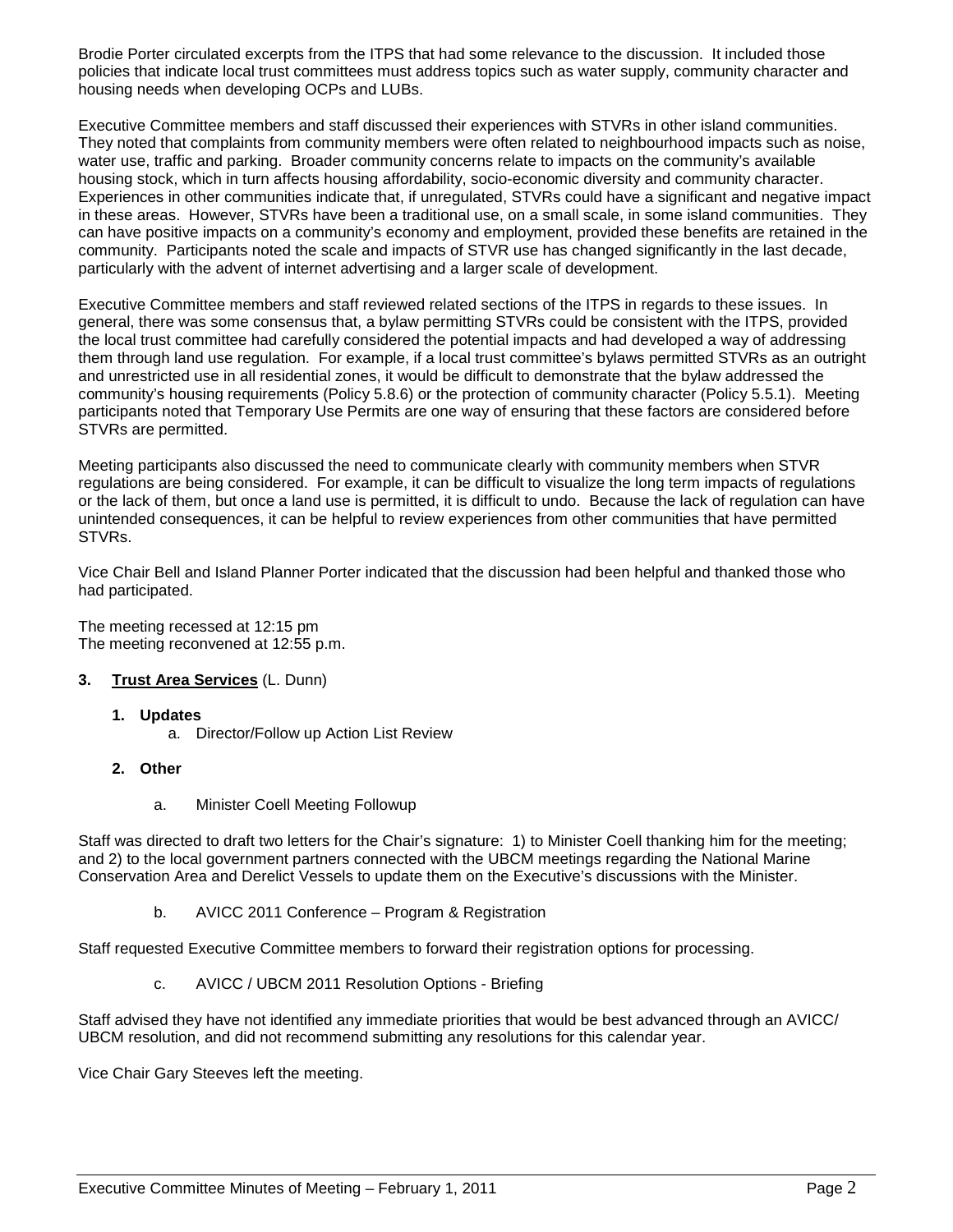Brodie Porter circulated excerpts from the ITPS that had some relevance to the discussion. It included those policies that indicate local trust committees must address topics such as water supply, community character and housing needs when developing OCPs and LUBs.

Executive Committee members and staff discussed their experiences with STVRs in other island communities. They noted that complaints from community members were often related to neighbourhood impacts such as noise, water use, traffic and parking. Broader community concerns relate to impacts on the community's available housing stock, which in turn affects housing affordability, socio-economic diversity and community character. Experiences in other communities indicate that, if unregulated, STVRs could have a significant and negative impact in these areas. However, STVRs have been a traditional use, on a small scale, in some island communities. They can have positive impacts on a community's economy and employment, provided these benefits are retained in the community. Participants noted the scale and impacts of STVR use has changed significantly in the last decade, particularly with the advent of internet advertising and a larger scale of development.

Executive Committee members and staff reviewed related sections of the ITPS in regards to these issues. In general, there was some consensus that, a bylaw permitting STVRs could be consistent with the ITPS, provided the local trust committee had carefully considered the potential impacts and had developed a way of addressing them through land use regulation. For example, if a local trust committee's bylaws permitted STVRs as an outright and unrestricted use in all residential zones, it would be difficult to demonstrate that the bylaw addressed the community's housing requirements (Policy 5.8.6) or the protection of community character (Policy 5.5.1). Meeting participants noted that Temporary Use Permits are one way of ensuring that these factors are considered before STVRs are permitted.

Meeting participants also discussed the need to communicate clearly with community members when STVR regulations are being considered. For example, it can be difficult to visualize the long term impacts of regulations or the lack of them, but once a land use is permitted, it is difficult to undo. Because the lack of regulation can have unintended consequences, it can be helpful to review experiences from other communities that have permitted STVRs.

Vice Chair Bell and Island Planner Porter indicated that the discussion had been helpful and thanked those who had participated.

The meeting recessed at 12:15 pm
The meeting reconvened at 12:55 p.m.

**3. Trust Area Services** (L. Dunn)

**1. Updates**

a. Director/Follow up Action List Review

**2. Other**

a. Minister Coell Meeting Followup

Staff was directed to draft two letters for the Chair's signature: 1) to Minister Coell thanking him for the meeting; and 2) to the local government partners connected with the UBCM meetings regarding the National Marine Conservation Area and Derelict Vessels to update them on the Executive's discussions with the Minister.

b. AVICC 2011 Conference – Program & Registration

Staff requested Executive Committee members to forward their registration options for processing.

c. AVICC / UBCM 2011 Resolution Options - Briefing

Staff advised they have not identified any immediate priorities that would be best advanced through an AVICC/ UBCM resolution, and did not recommend submitting any resolutions for this calendar year.

Vice Chair Gary Steeves left the meeting.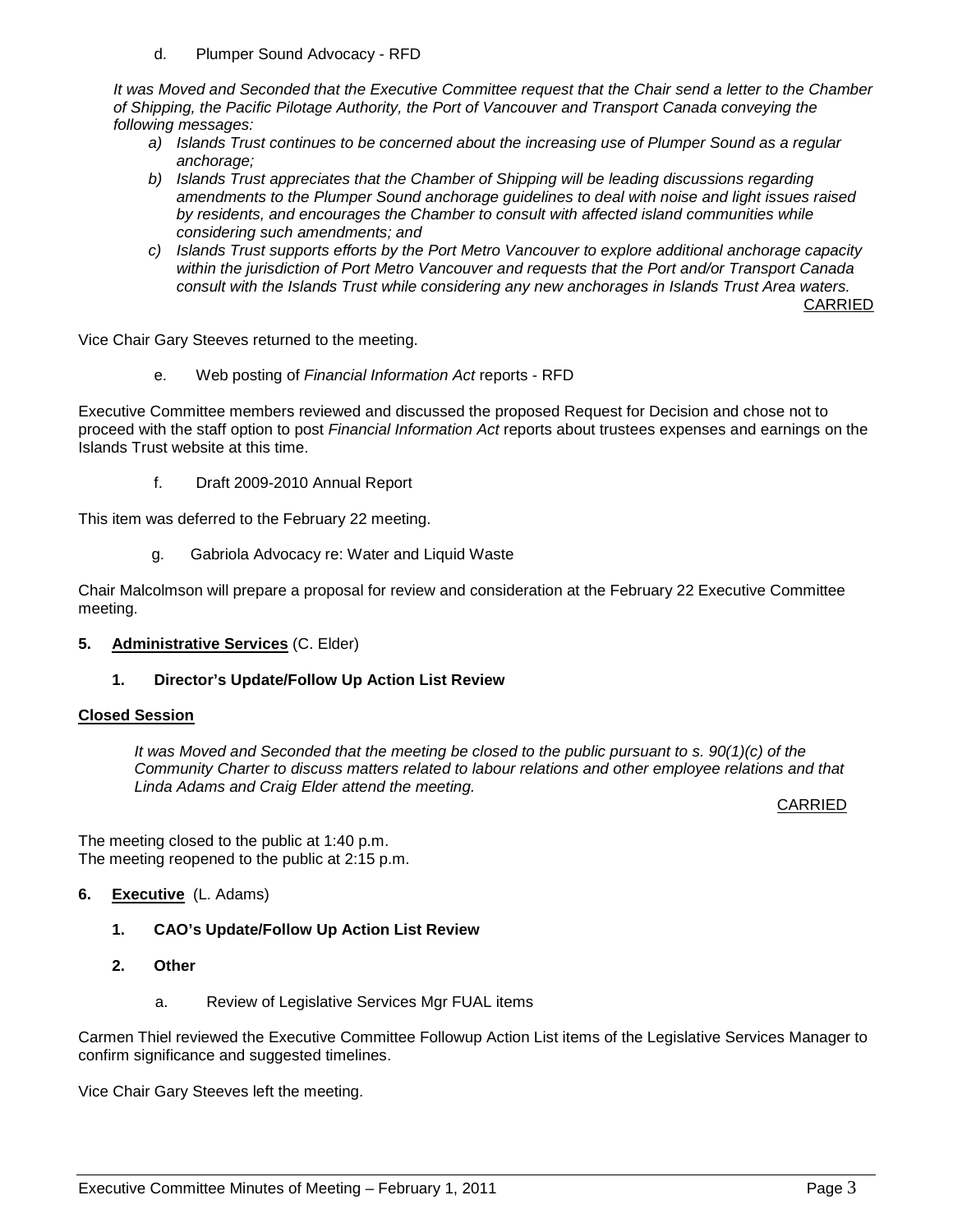d. Plumper Sound Advocacy - RFD

*It was Moved and Seconded that the Executive Committee request that the Chair send a letter to the Chamber of Shipping, the Pacific Pilotage Authority, the Port of Vancouver and Transport Canada conveying the following messages:*

*a) Islands Trust continues to be concerned about the increasing use of Plumper Sound as a regular anchorage;*

*b) Islands Trust appreciates that the Chamber of Shipping will be leading discussions regarding amendments to the Plumper Sound anchorage guidelines to deal with noise and light issues raised by residents, and encourages the Chamber to consult with affected island communities while considering such amendments; and*

*c) Islands Trust supports efforts by the Port Metro Vancouver to explore additional anchorage capacity within the jurisdiction of Port Metro Vancouver and requests that the Port and/or Transport Canada consult with the Islands Trust while considering any new anchorages in Islands Trust Area waters.*

CARRIED

Vice Chair Gary Steeves returned to the meeting.

e. Web posting of *Financial Information Act* reports - RFD

Executive Committee members reviewed and discussed the proposed Request for Decision and chose not to proceed with the staff option to post *Financial Information Act* reports about trustees expenses and earnings on the Islands Trust website at this time.

f. Draft 2009-2010 Annual Report

This item was deferred to the February 22 meeting.

g. Gabriola Advocacy re: Water and Liquid Waste

Chair Malcolmson will prepare a proposal for review and consideration at the February 22 Executive Committee meeting.

**5. Administrative Services** (C. Elder)

**1. Director's Update/Follow Up Action List Review**

**Closed Session**

*It was Moved and Seconded that the meeting be closed to the public pursuant to s. 90(1)(c) of the Community Charter to discuss matters related to labour relations and other employee relations and that Linda Adams and Craig Elder attend the meeting.*

CARRIED

The meeting closed to the public at 1:40 p.m.
The meeting reopened to the public at 2:15 p.m.

**6. Executive** (L. Adams)

**1. CAO's Update/Follow Up Action List Review**

**2. Other**

a. Review of Legislative Services Mgr FUAL items

Carmen Thiel reviewed the Executive Committee Followup Action List items of the Legislative Services Manager to confirm significance and suggested timelines.

Vice Chair Gary Steeves left the meeting.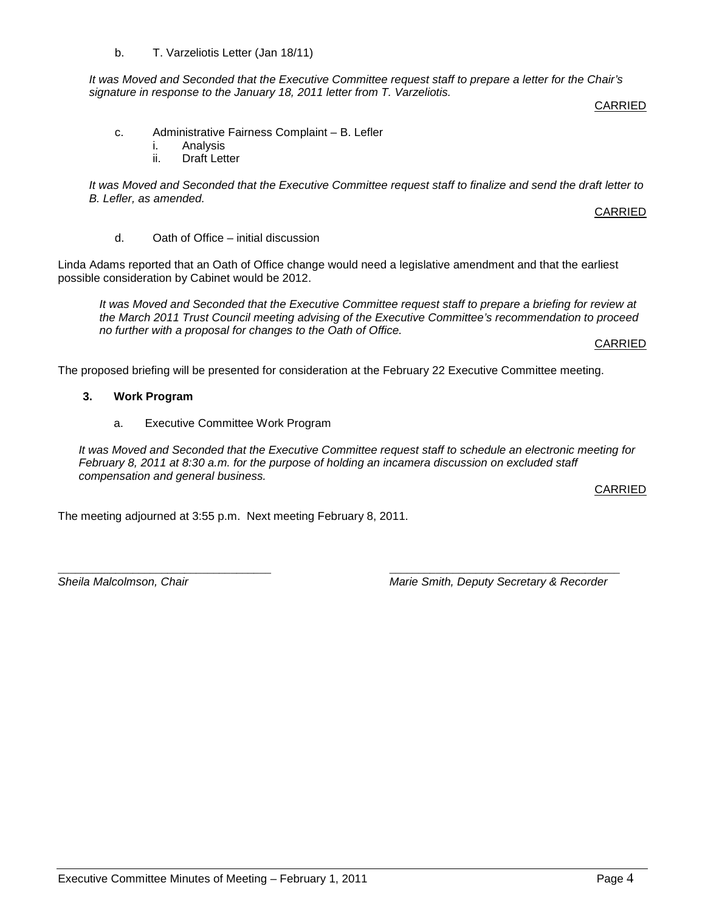b. T. Varzeliotis Letter (Jan 18/11)

*It was Moved and Seconded that the Executive Committee request staff to prepare a letter for the Chair's signature in response to the January 18, 2011 letter from T. Varzeliotis.*

CARRIED

c. Administrative Fairness Complaint – B. Lefler
   i. Analysis
   ii. Draft Letter

*It was Moved and Seconded that the Executive Committee request staff to finalize and send the draft letter to B. Lefler, as amended.*

CARRIED

d. Oath of Office – initial discussion

Linda Adams reported that an Oath of Office change would need a legislative amendment and that the earliest possible consideration by Cabinet would be 2012.

*It was Moved and Seconded that the Executive Committee request staff to prepare a briefing for review at the March 2011 Trust Council meeting advising of the Executive Committee's recommendation to proceed no further with a proposal for changes to the Oath of Office.*

CARRIED

The proposed briefing will be presented for consideration at the February 22 Executive Committee meeting.

**3. Work Program**

a. Executive Committee Work Program

*It was Moved and Seconded that the Executive Committee request staff to schedule an electronic meeting for February 8, 2011 at 8:30 a.m. for the purpose of holding an incamera discussion on excluded staff compensation and general business.*

CARRIED

The meeting adjourned at 3:55 p.m. Next meeting February 8, 2011.

_________________________________
*Sheila Malcolmson, Chair*

_________________________________
*Marie Smith, Deputy Secretary & Recorder*